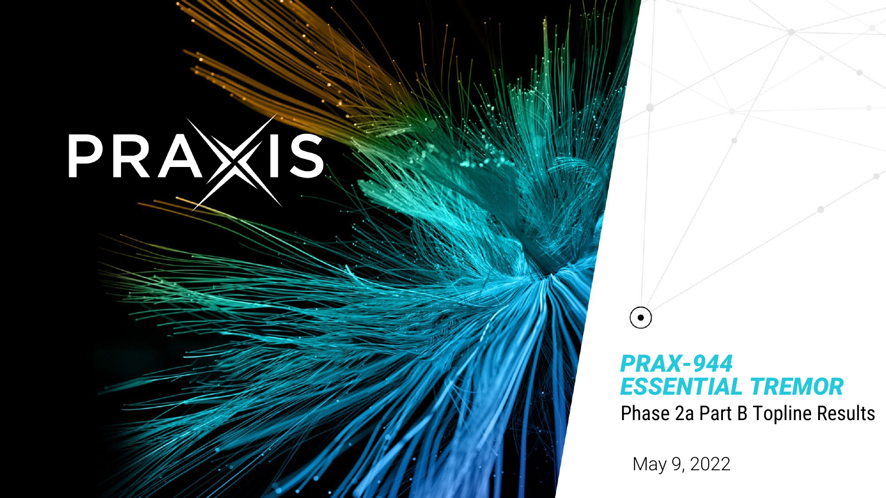PRAXIS

# *PRAX-944*
# *ESSENTIAL TREMOR*

Phase 2a Part B Topline Results

May 9, 2022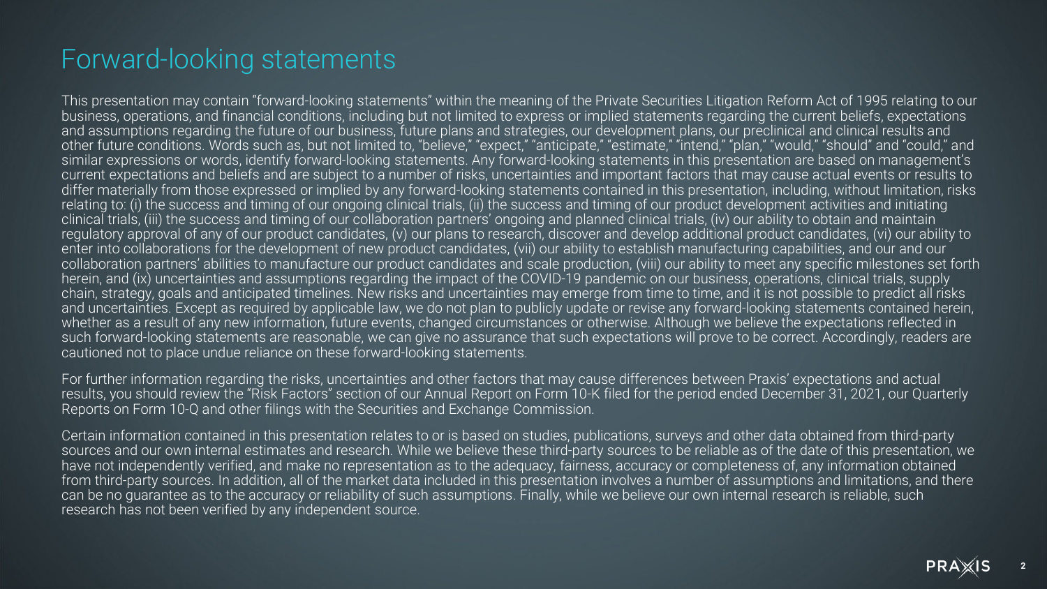# Forward-looking statements

This presentation may contain "forward-looking statements" within the meaning of the Private Securities Litigation Reform Act of 1995 relating to our business, operations, and financial conditions, including but not limited to express or implied statements regarding the current beliefs, expectations and assumptions regarding the future of our business, future plans and strategies, our development plans, our preclinical and clinical results and other future conditions. Words such as, but not limited to, "believe," "expect," "anticipate," "estimate," "intend," "plan," "would," "should" and "could," and similar expressions or words, identify forward-looking statements. Any forward-looking statements in this presentation are based on management's current expectations and beliefs and are subject to a number of risks, uncertainties and important factors that may cause actual events or results to differ materially from those expressed or implied by any forward-looking statements contained in this presentation, including, without limitation, risks relating to: (i) the success and timing of our ongoing clinical trials, (ii) the success and timing of our product development activities and initiating clinical trials, (iii) the success and timing of our collaboration partners' ongoing and planned clinical trials, (iv) our ability to obtain and maintain regulatory approval of any of our product candidates, (v) our plans to research, discover and develop additional product candidates, (vi) our ability to enter into collaborations for the development of new product candidates, (vii) our ability to establish manufacturing capabilities, and our and our collaboration partners' abilities to manufacture our product candidates and scale production, (viii) our ability to meet any specific milestones set forth herein, and (ix) uncertainties and assumptions regarding the impact of the COVID-19 pandemic on our business, operations, clinical trials, supply chain, strategy, goals and anticipated timelines. New risks and uncertainties may emerge from time to time, and it is not possible to predict all risks and uncertainties. Except as required by applicable law, we do not plan to publicly update or revise any forward-looking statements contained herein, whether as a result of any new information, future events, changed circumstances or otherwise. Although we believe the expectations reflected in such forward-looking statements are reasonable, we can give no assurance that such expectations will prove to be correct. Accordingly, readers are cautioned not to place undue reliance on these forward-looking statements.

For further information regarding the risks, uncertainties and other factors that may cause differences between Praxis' expectations and actual results, you should review the "Risk Factors" section of our Annual Report on Form 10-K filed for the period ended December 31, 2021, our Quarterly Reports on Form 10-Q and other filings with the Securities and Exchange Commission.

Certain information contained in this presentation relates to or is based on studies, publications, surveys and other data obtained from third-party sources and our own internal estimates and research. While we believe these third-party sources to be reliable as of the date of this presentation, we have not independently verified, and make no representation as to the adequacy, fairness, accuracy or completeness of, any information obtained from third-party sources. In addition, all of the market data included in this presentation involves a number of assumptions and limitations, and there can be no guarantee as to the accuracy or reliability of such assumptions. Finally, while we believe our own internal research is reliable, such research has not been verified by any independent source.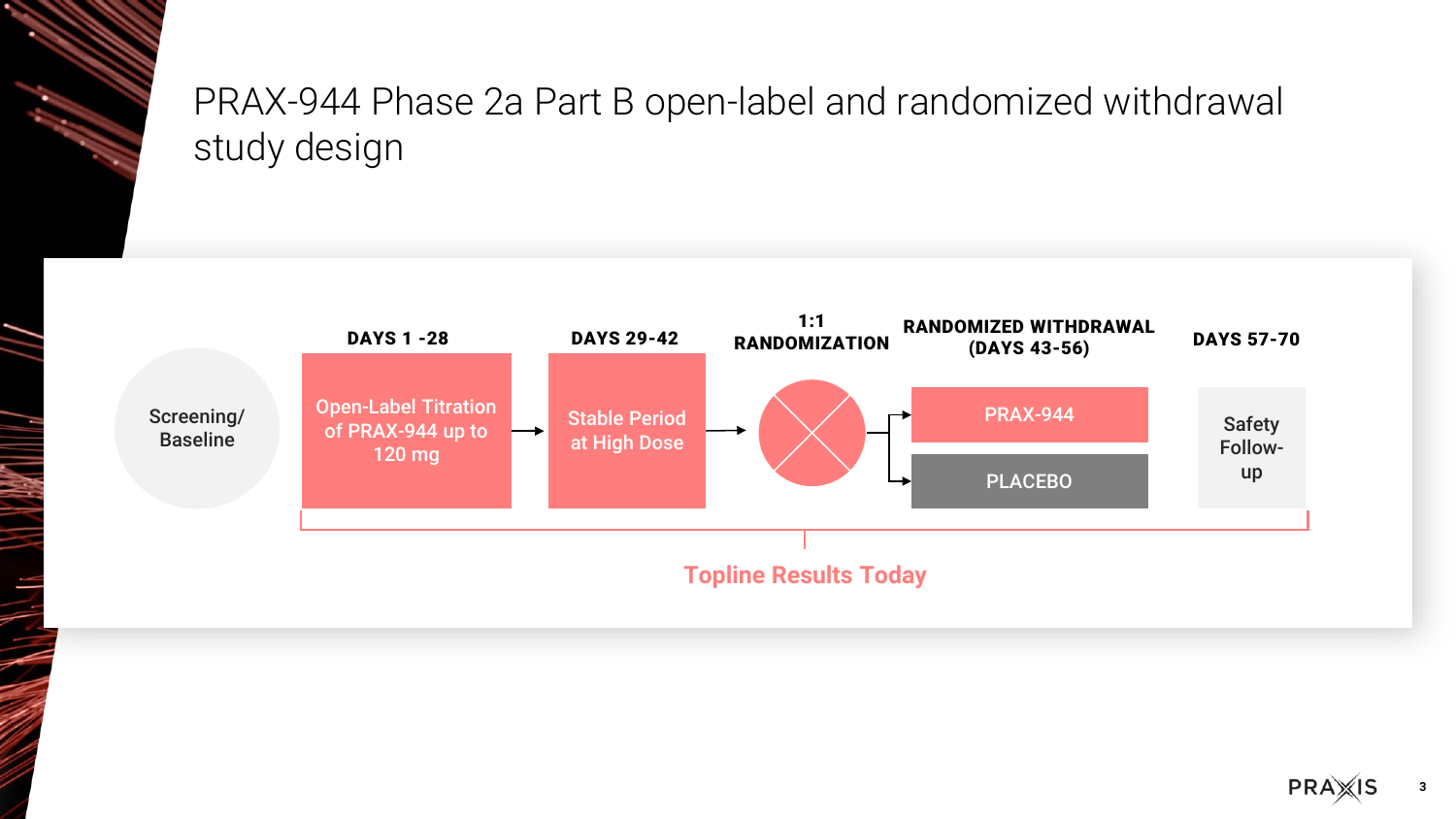# PRAX-944 Phase 2a Part B open-label and randomized withdrawal study design

Screening/ Baseline

**DAYS 1 -28**

Open-Label Titration of PRAX-944 up to 120 mg

**DAYS 29-42**

Stable Period at High Dose

**1:1 RANDOMIZATION**

**RANDOMIZED WITHDRAWAL (DAYS 43-56)**

- PRAX-944
- PLACEBO

**DAYS 57-70**

Safety Follow-up

**Topline Results Today**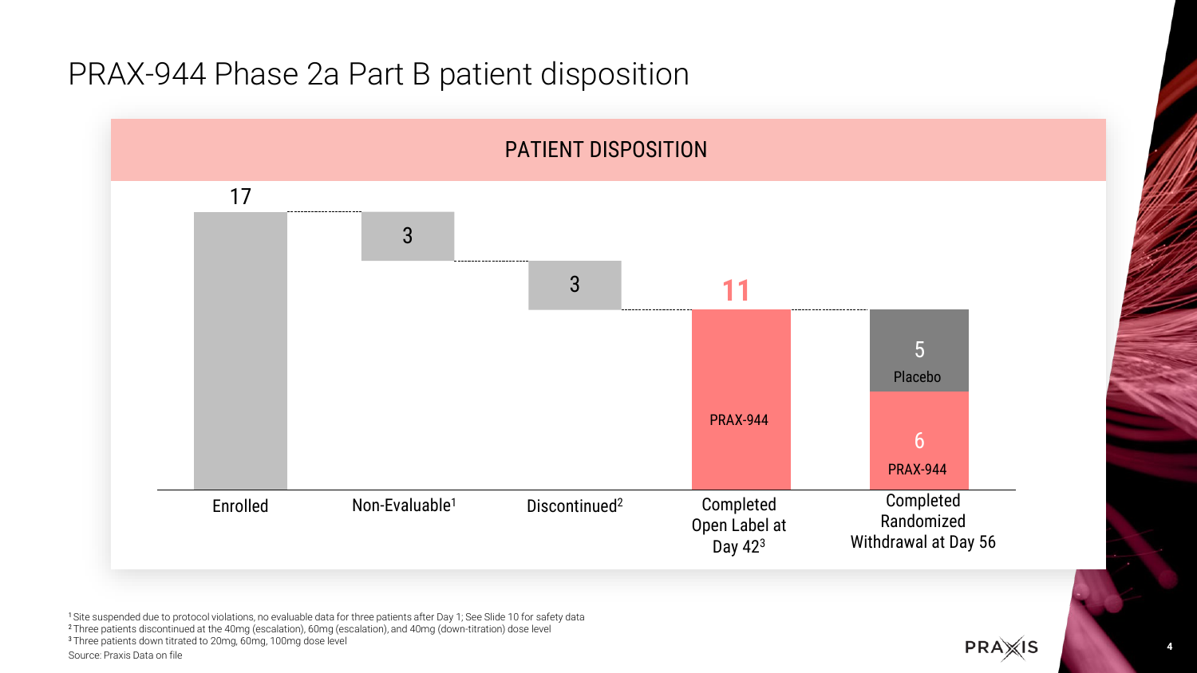# PRAX-944 Phase 2a Part B patient disposition

## PATIENT DISPOSITION

| Enrolled | Non-Evaluable[1] | Discontinued[2] | Completed Open Label at Day 42[3] | Completed Randomized Withdrawal at Day 56 |
|---|---|---|---|---|
| 17 | 3 | 3 | 11 (PRAX-944) | 5 Placebo / 6 PRAX-944 |

[1] Site suspended due to protocol violations, no evaluable data for three patients after Day 1; See Slide 10 for safety data
[2] Three patients discontinued at the 40mg (escalation), 60mg (escalation), and 40mg (down-titration) dose level
[3] Three patients down titrated to 20mg, 60mg, 100mg dose level

Source: Praxis Data on file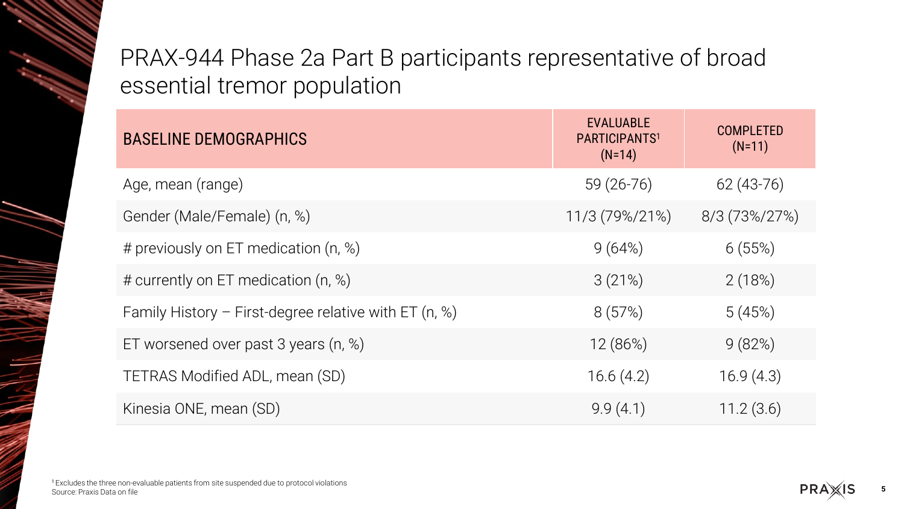# PRAX-944 Phase 2a Part B participants representative of broad essential tremor population

| BASELINE DEMOGRAPHICS | EVALUABLE PARTICIPANTS[1] (N=14) | COMPLETED (N=11) |
|---|---|---|
| Age, mean (range) | 59 (26-76) | 62 (43-76) |
| Gender (Male/Female) (n, %) | 11/3 (79%/21%) | 8/3 (73%/27%) |
| # previously on ET medication (n, %) | 9 (64%) | 6 (55%) |
| # currently on ET medication (n, %) | 3 (21%) | 2 (18%) |
| Family History – First-degree relative with ET (n, %) | 8 (57%) | 5 (45%) |
| ET worsened over past 3 years (n, %) | 12 (86%) | 9 (82%) |
| TETRAS Modified ADL, mean (SD) | 16.6 (4.2) | 16.9 (4.3) |
| Kinesia ONE, mean (SD) | 9.9 (4.1) | 11.2 (3.6) |

[1] Excludes the three non-evaluable patients from site suspended due to protocol violations

Source: Praxis Data on file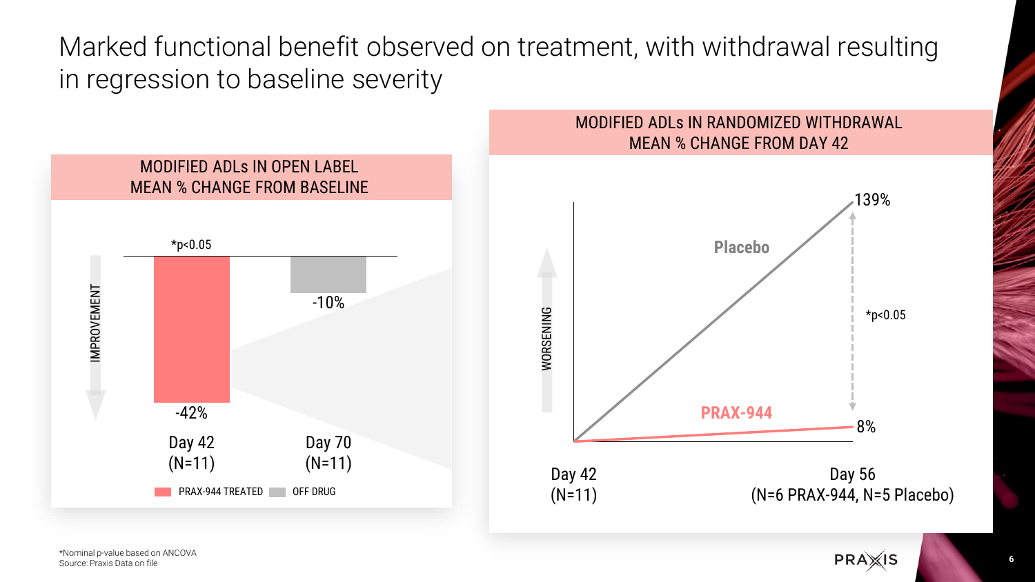# Marked functional benefit observed on treatment, with withdrawal resulting in regression to baseline severity

## MODIFIED ADLs IN OPEN LABEL MEAN % CHANGE FROM BASELINE

IMPROVEMENT

| | Day 42 (N=11) | Day 70 (N=11) |
|---|---|---|
| Mean % change | -42%* | -10% |
| Treatment status | PRAX-944 TREATED | OFF DRUG |

*p<0.05

## MODIFIED ADLs IN RANDOMIZED WITHDRAWAL MEAN % CHANGE FROM DAY 42

WORSENING

| | Day 42 (N=11) | Day 56 (N=6 PRAX-944, N=5 Placebo) |
|---|---|---|
| Placebo | | 139% |
| PRAX-944 | | 8% |

*p<0.05

*Nominal p-value based on ANCOVA
Source: Praxis Data on file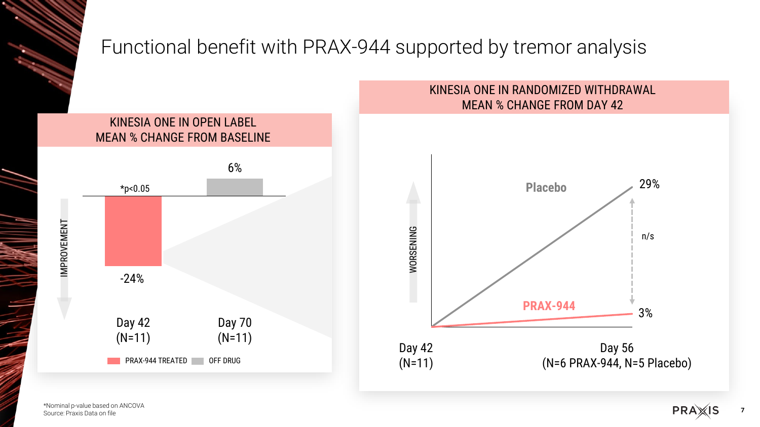# Functional benefit with PRAX-944 supported by tremor analysis

## KINESIA ONE IN OPEN LABEL MEAN % CHANGE FROM BASELINE

IMPROVEMENT

| | Day 42 (N=11) | Day 70 (N=11) |
|---|---|---|
| Mean % change from baseline | -24% *p<0.05 | 6% |

PRAX-944 TREATED | OFF DRUG

## KINESIA ONE IN RANDOMIZED WITHDRAWAL MEAN % CHANGE FROM DAY 42

WORSENING

| | Day 42 (N=11) | Day 56 (N=6 PRAX-944, N=5 Placebo) |
|---|---|---|
| Placebo | | 29% |
| PRAX-944 | | 3% |

n/s

*Nominal p-value based on ANCOVA
Source: Praxis Data on file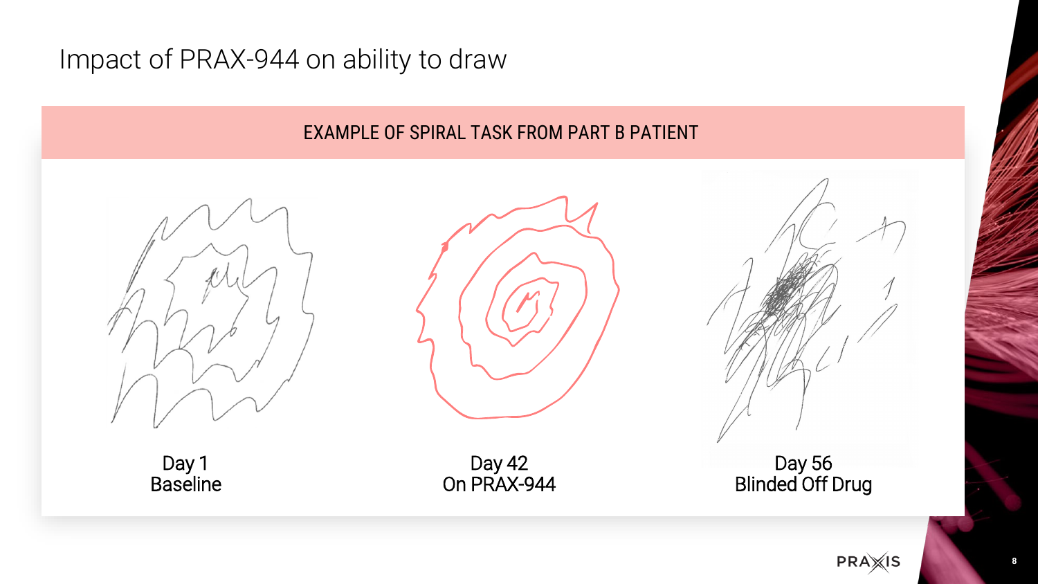# Impact of PRAX-944 on ability to draw

## EXAMPLE OF SPIRAL TASK FROM PART B PATIENT

Day 1
Baseline

Day 42
On PRAX-944

Day 56
Blinded Off Drug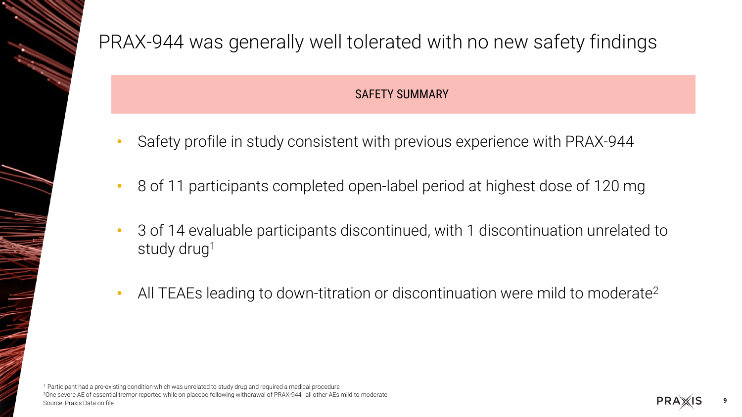# PRAX-944 was generally well tolerated with no new safety findings

## SAFETY SUMMARY

- Safety profile in study consistent with previous experience with PRAX-944
- 8 of 11 participants completed open-label period at highest dose of 120 mg
- 3 of 14 evaluable participants discontinued, with 1 discontinuation unrelated to study drug[1]
- All TEAEs leading to down-titration or discontinuation were mild to moderate[2]

[1] Participant had a pre-existing condition which was unrelated to study drug and required a medical procedure
[2] One severe AE of essential tremor reported while on placebo following withdrawal of PRAX-944; all other AEs mild to moderate
Source: Praxis Data on file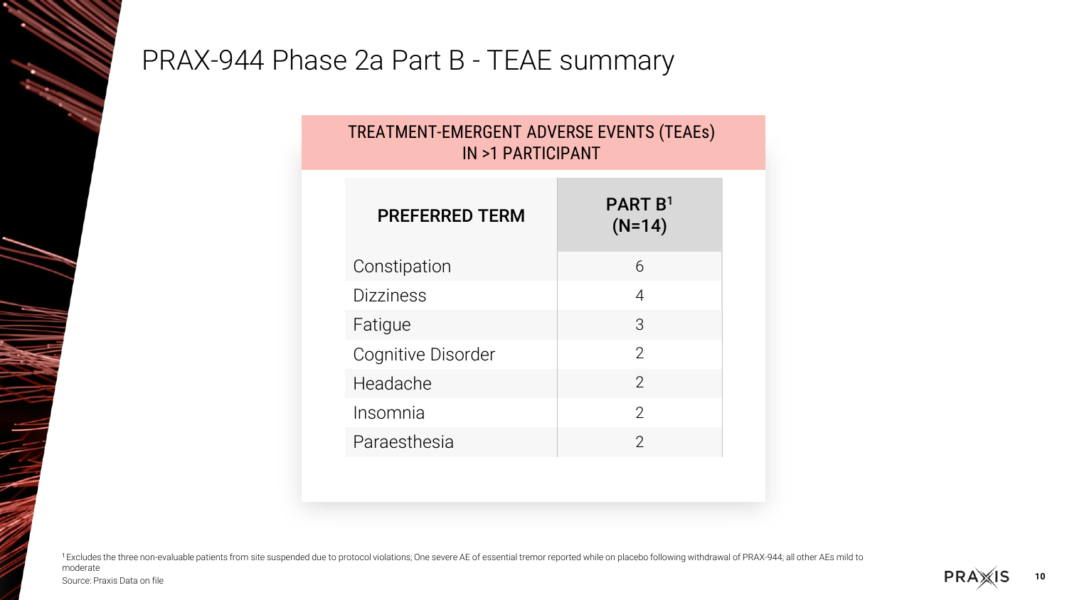# PRAX-944 Phase 2a Part B - TEAE summary

**TREATMENT-EMERGENT ADVERSE EVENTS (TEAEs) IN >1 PARTICIPANT**

| PREFERRED TERM | PART B[1] (N=14) |
|---|---|
| Constipation | 6 |
| Dizziness | 4 |
| Fatigue | 3 |
| Cognitive Disorder | 2 |
| Headache | 2 |
| Insomnia | 2 |
| Paraesthesia | 2 |

[1] Excludes the three non-evaluable patients from site suspended due to protocol violations; One severe AE of essential tremor reported while on placebo following withdrawal of PRAX-944; all other AEs mild to moderate

Source: Praxis Data on file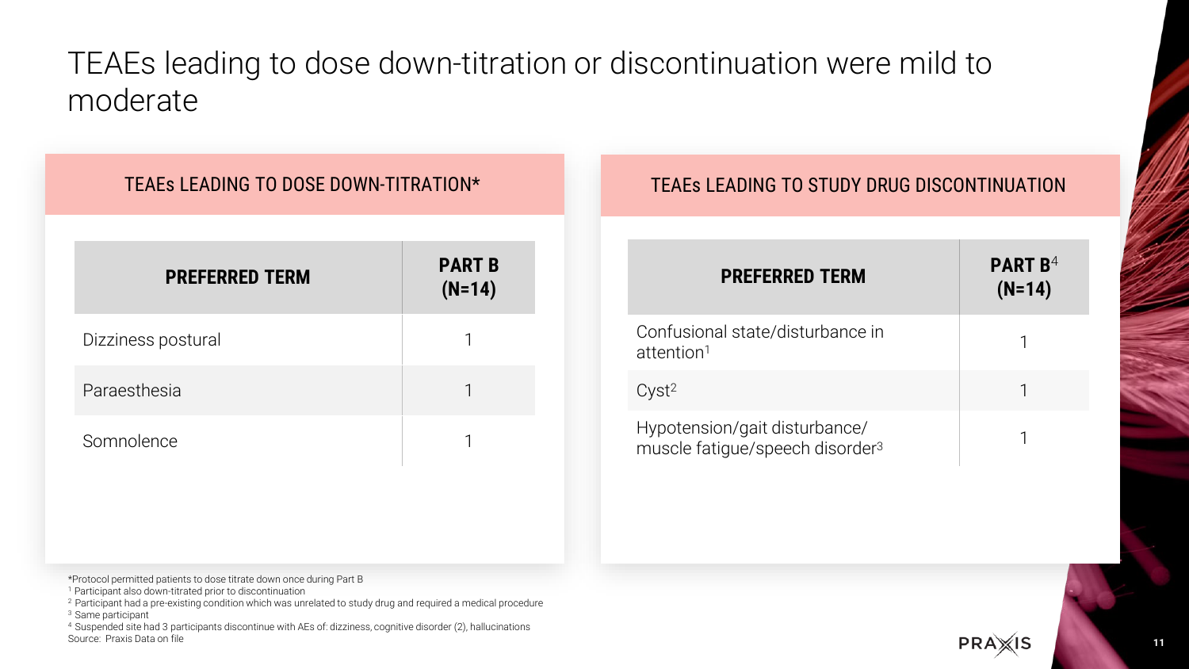# TEAEs leading to dose down-titration or discontinuation were mild to moderate

## TEAEs LEADING TO DOSE DOWN-TITRATION*

| PREFERRED TERM | PART B (N=14) |
|---|---|
| Dizziness postural | 1 |
| Paraesthesia | 1 |
| Somnolence | 1 |

## TEAEs LEADING TO STUDY DRUG DISCONTINUATION

| PREFERRED TERM | PART B[4] (N=14) |
|---|---|
| Confusional state/disturbance in attention[1] | 1 |
| Cyst[2] | 1 |
| Hypotension/gait disturbance/ muscle fatigue/speech disorder[3] | 1 |

*Protocol permitted patients to dose titrate down once during Part B

[1] Participant also down-titrated prior to discontinuation

[2] Participant had a pre-existing condition which was unrelated to study drug and required a medical procedure

[3] Same participant

[4] Suspended site had 3 participants discontinue with AEs of: dizziness, cognitive disorder (2), hallucinations

Source: Praxis Data on file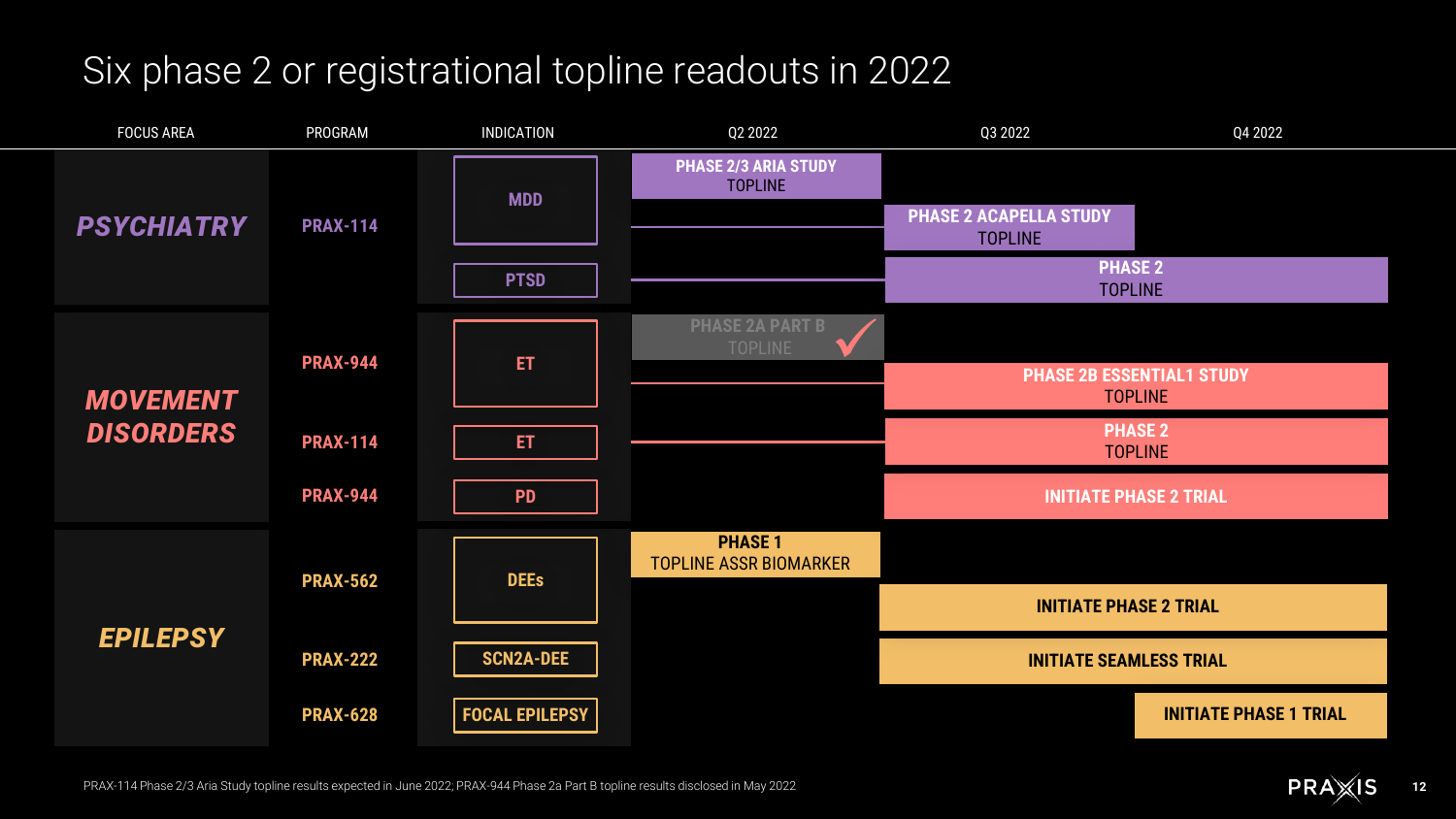# Six phase 2 or registrational topline readouts in 2022

| FOCUS AREA | PROGRAM | INDICATION | Q2 2022 | Q3 2022 | Q4 2022 |
| --- | --- | --- | --- | --- | --- |
| **PSYCHIATRY** | PRAX-114 | MDD | PHASE 2/3 ARIA STUDY TOPLINE | PHASE 2 ACAPELLA STUDY TOPLINE | |
| | | PTSD | | PHASE 2 TOPLINE | PHASE 2 TOPLINE |
| **MOVEMENT DISORDERS** | PRAX-944 | ET | PHASE 2A PART B TOPLINE ✓ | PHASE 2B ESSENTIAL1 STUDY TOPLINE | PHASE 2B ESSENTIAL1 STUDY TOPLINE |
| | PRAX-114 | ET | | PHASE 2 TOPLINE | PHASE 2 TOPLINE |
| | PRAX-944 | PD | | INITIATE PHASE 2 TRIAL | INITIATE PHASE 2 TRIAL |
| **EPILEPSY** | PRAX-562 | DEEs | PHASE 1 TOPLINE ASSR BIOMARKER | | |
| | | | | INITIATE PHASE 2 TRIAL | INITIATE PHASE 2 TRIAL |
| | PRAX-222 | SCN2A-DEE | | INITIATE SEAMLESS TRIAL | INITIATE SEAMLESS TRIAL |
| | PRAX-628 | FOCAL EPILEPSY | | INITIATE PHASE 1 TRIAL | INITIATE PHASE 1 TRIAL |

PRAX-114 Phase 2/3 Aria Study topline results expected in June 2022; PRAX-944 Phase 2a Part B topline results disclosed in May 2022